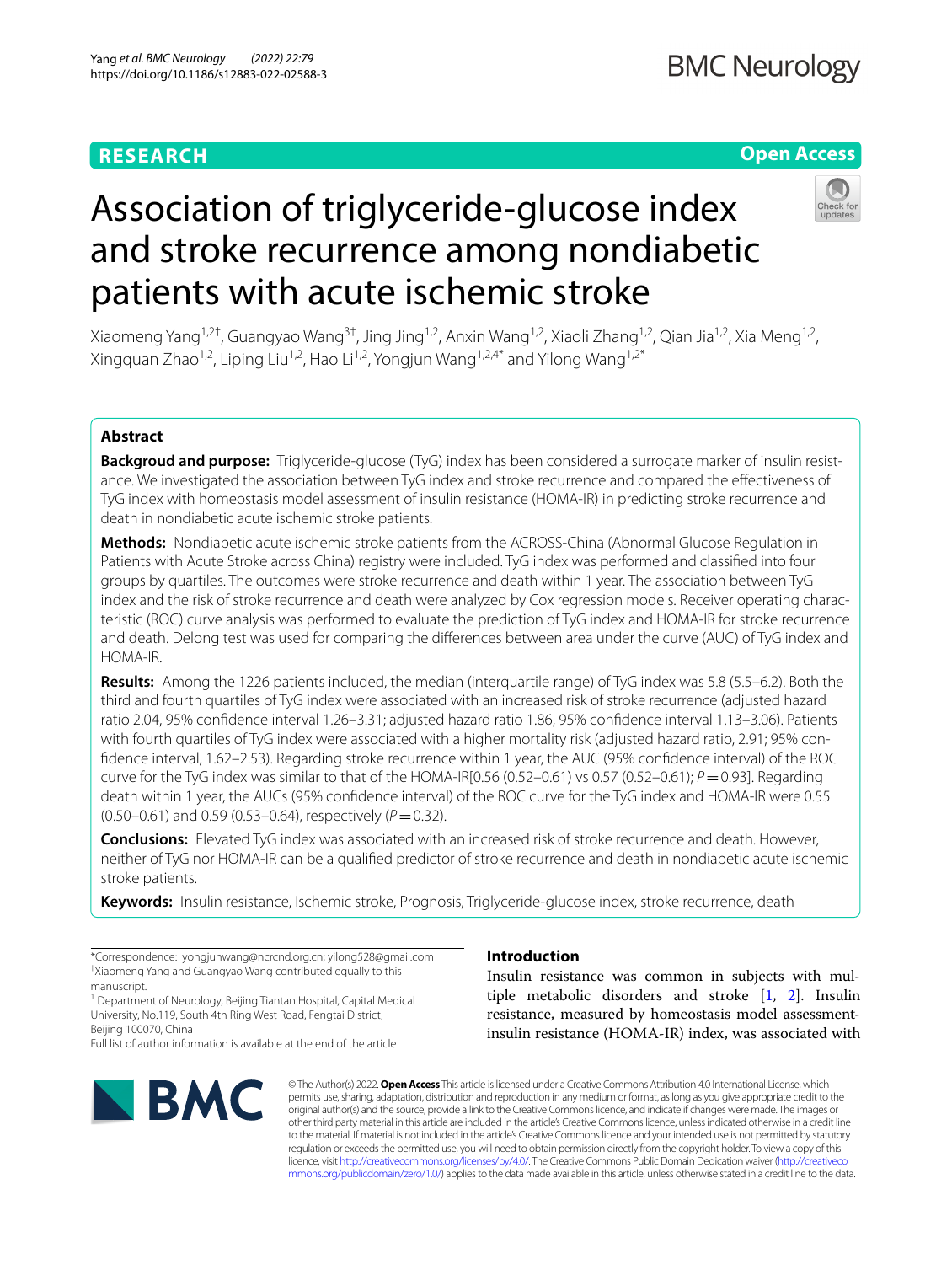RESEARCH

Open Access

# Association of triglyceride-glucose index and stroke recurrence among nondiabetic patients with acute ischemic stroke

Xiaomeng Yang[1,2†], Guangyao Wang[3†], Jing Jing[1,2], Anxin Wang[1,2], Xiaoli Zhang[1,2], Qian Jia[1,2], Xia Meng[1,2], Xingquan Zhao[1,2], Liping Liu[1,2], Hao Li[1,2], Yongjun Wang[1,2,4*] and Yilong Wang[1,2*]

## Abstract

**Backgroud and purpose:** Triglyceride-glucose (TyG) index has been considered a surrogate marker of insulin resistance. We investigated the association between TyG index and stroke recurrence and compared the effectiveness of TyG index with homeostasis model assessment of insulin resistance (HOMA-IR) in predicting stroke recurrence and death in nondiabetic acute ischemic stroke patients.

**Methods:** Nondiabetic acute ischemic stroke patients from the ACROSS-China (Abnormal Glucose Regulation in Patients with Acute Stroke across China) registry were included. TyG index was performed and classified into four groups by quartiles. The outcomes were stroke recurrence and death within 1 year. The association between TyG index and the risk of stroke recurrence and death were analyzed by Cox regression models. Receiver operating characteristic (ROC) curve analysis was performed to evaluate the prediction of TyG index and HOMA-IR for stroke recurrence and death. Delong test was used for comparing the differences between area under the curve (AUC) of TyG index and HOMA-IR.

**Results:** Among the 1226 patients included, the median (interquartile range) of TyG index was 5.8 (5.5–6.2). Both the third and fourth quartiles of TyG index were associated with an increased risk of stroke recurrence (adjusted hazard ratio 2.04, 95% confidence interval 1.26–3.31; adjusted hazard ratio 1.86, 95% confidence interval 1.13–3.06). Patients with fourth quartiles of TyG index were associated with a higher mortality risk (adjusted hazard ratio, 2.91; 95% confidence interval, 1.62–2.53). Regarding stroke recurrence within 1 year, the AUC (95% confidence interval) of the ROC curve for the TyG index was similar to that of the HOMA-IR[0.56 (0.52–0.61) vs 0.57 (0.52–0.61); $P=0.93$]. Regarding death within 1 year, the AUCs (95% confidence interval) of the ROC curve for the TyG index and HOMA-IR were 0.55 (0.50–0.61) and 0.59 (0.53–0.64), respectively ($P=0.32$).

**Conclusions:** Elevated TyG index was associated with an increased risk of stroke recurrence and death. However, neither of TyG nor HOMA-IR can be a qualified predictor of stroke recurrence and death in nondiabetic acute ischemic stroke patients.

**Keywords:** Insulin resistance, Ischemic stroke, Prognosis, Triglyceride-glucose index, stroke recurrence, death

*Correspondence: yongjunwang@ncrcnd.org.cn; yilong528@gmail.com
†Xiaomeng Yang and Guangyao Wang contributed equally to this manuscript.
[1] Department of Neurology, Beijing Tiantan Hospital, Capital Medical University, No.119, South 4th Ring West Road, Fengtai District, Beijing 100070, China
Full list of author information is available at the end of the article

## Introduction

Insulin resistance was common in subjects with multiple metabolic disorders and stroke [1, 2]. Insulin resistance, measured by homeostasis model assessment-insulin resistance (HOMA-IR) index, was associated with

© The Author(s) 2022. **Open Access** This article is licensed under a Creative Commons Attribution 4.0 International License, which permits use, sharing, adaptation, distribution and reproduction in any medium or format, as long as you give appropriate credit to the original author(s) and the source, provide a link to the Creative Commons licence, and indicate if changes were made. The images or other third party material in this article are included in the article's Creative Commons licence, unless indicated otherwise in a credit line to the material. If material is not included in the article's Creative Commons licence and your intended use is not permitted by statutory regulation or exceeds the permitted use, you will need to obtain permission directly from the copyright holder. To view a copy of this licence, visit http://creativecommons.org/licenses/by/4.0/. The Creative Commons Public Domain Dedication waiver (http://creativecommons.org/publicdomain/zero/1.0/) applies to the data made available in this article, unless otherwise stated in a credit line to the data.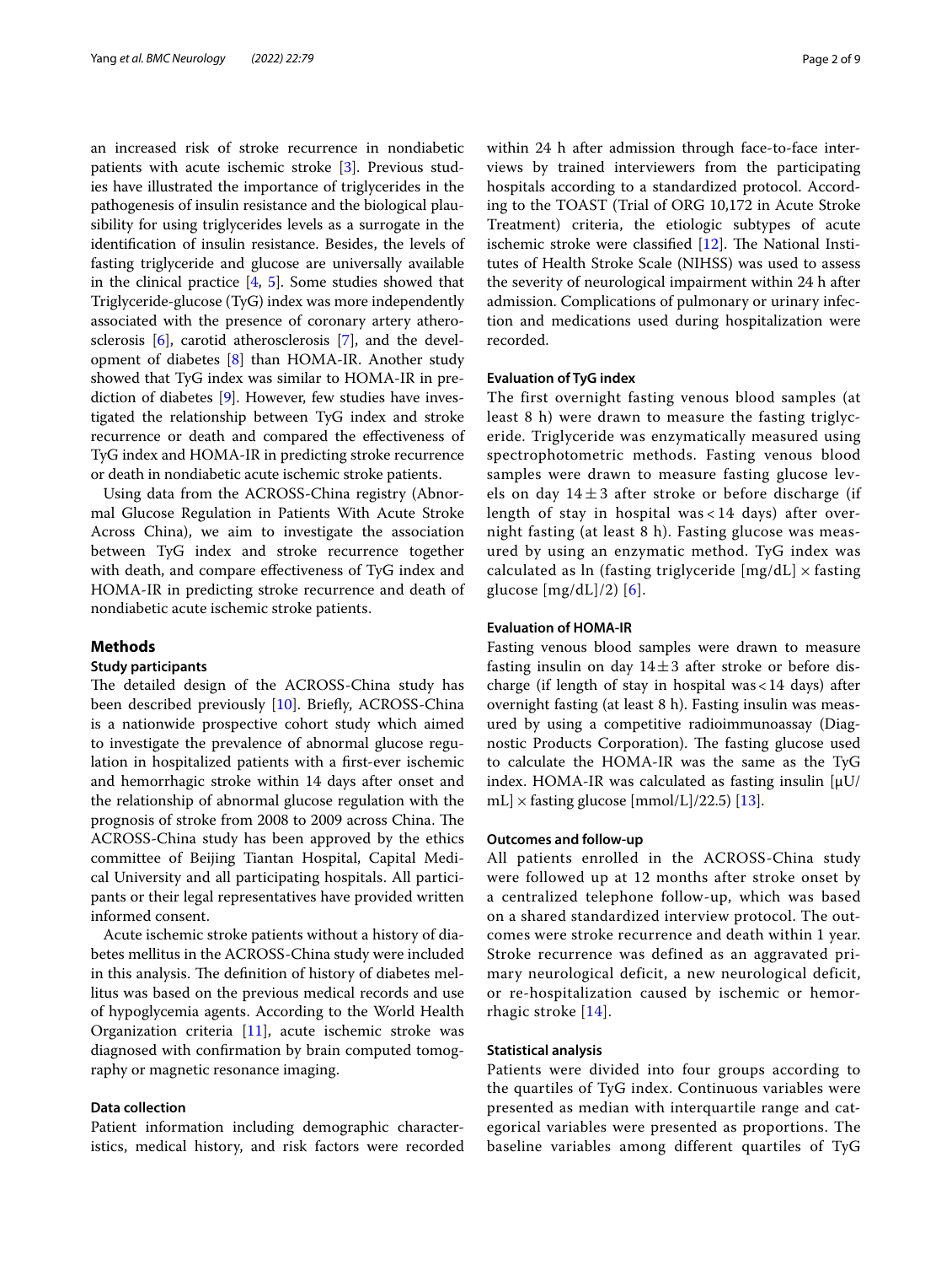an increased risk of stroke recurrence in nondiabetic patients with acute ischemic stroke [3]. Previous studies have illustrated the importance of triglycerides in the pathogenesis of insulin resistance and the biological plausibility for using triglycerides levels as a surrogate in the identification of insulin resistance. Besides, the levels of fasting triglyceride and glucose are universally available in the clinical practice [4, 5]. Some studies showed that Triglyceride-glucose (TyG) index was more independently associated with the presence of coronary artery atherosclerosis [6], carotid atherosclerosis [7], and the development of diabetes [8] than HOMA-IR. Another study showed that TyG index was similar to HOMA-IR in prediction of diabetes [9]. However, few studies have investigated the relationship between TyG index and stroke recurrence or death and compared the effectiveness of TyG index and HOMA-IR in predicting stroke recurrence or death in nondiabetic acute ischemic stroke patients.

Using data from the ACROSS-China registry (Abnormal Glucose Regulation in Patients With Acute Stroke Across China), we aim to investigate the association between TyG index and stroke recurrence together with death, and compare effectiveness of TyG index and HOMA-IR in predicting stroke recurrence and death of nondiabetic acute ischemic stroke patients.

## Methods

### Study participants

The detailed design of the ACROSS-China study has been described previously [10]. Briefly, ACROSS-China is a nationwide prospective cohort study which aimed to investigate the prevalence of abnormal glucose regulation in hospitalized patients with a first-ever ischemic and hemorrhagic stroke within 14 days after onset and the relationship of abnormal glucose regulation with the prognosis of stroke from 2008 to 2009 across China. The ACROSS-China study has been approved by the ethics committee of Beijing Tiantan Hospital, Capital Medical University and all participating hospitals. All participants or their legal representatives have provided written informed consent.

Acute ischemic stroke patients without a history of diabetes mellitus in the ACROSS-China study were included in this analysis. The definition of history of diabetes mellitus was based on the previous medical records and use of hypoglycemia agents. According to the World Health Organization criteria [11], acute ischemic stroke was diagnosed with confirmation by brain computed tomography or magnetic resonance imaging.

### Data collection

Patient information including demographic characteristics, medical history, and risk factors were recorded within 24 h after admission through face-to-face interviews by trained interviewers from the participating hospitals according to a standardized protocol. According to the TOAST (Trial of ORG 10,172 in Acute Stroke Treatment) criteria, the etiologic subtypes of acute ischemic stroke were classified [12]. The National Institutes of Health Stroke Scale (NIHSS) was used to assess the severity of neurological impairment within 24 h after admission. Complications of pulmonary or urinary infection and medications used during hospitalization were recorded.

### Evaluation of TyG index

The first overnight fasting venous blood samples (at least 8 h) were drawn to measure the fasting triglyceride. Triglyceride was enzymatically measured using spectrophotometric methods. Fasting venous blood samples were drawn to measure fasting glucose levels on day $14 \pm 3$ after stroke or before discharge (if length of stay in hospital was < 14 days) after overnight fasting (at least 8 h). Fasting glucose was measured by using an enzymatic method. TyG index was calculated as ln (fasting triglyceride [mg/dL] $\times$ fasting glucose [mg/dL]/2) [6].

### Evaluation of HOMA-IR

Fasting venous blood samples were drawn to measure fasting insulin on day $14 \pm 3$ after stroke or before discharge (if length of stay in hospital was < 14 days) after overnight fasting (at least 8 h). Fasting insulin was measured by using a competitive radioimmunoassay (Diagnostic Products Corporation). The fasting glucose used to calculate the HOMA-IR was the same as the TyG index. HOMA-IR was calculated as fasting insulin [μU/mL] $\times$ fasting glucose [mmol/L]/22.5) [13].

### Outcomes and follow-up

All patients enrolled in the ACROSS-China study were followed up at 12 months after stroke onset by a centralized telephone follow-up, which was based on a shared standardized interview protocol. The outcomes were stroke recurrence and death within 1 year. Stroke recurrence was defined as an aggravated primary neurological deficit, a new neurological deficit, or re-hospitalization caused by ischemic or hemorrhagic stroke [14].

### Statistical analysis

Patients were divided into four groups according to the quartiles of TyG index. Continuous variables were presented as median with interquartile range and categorical variables were presented as proportions. The baseline variables among different quartiles of TyG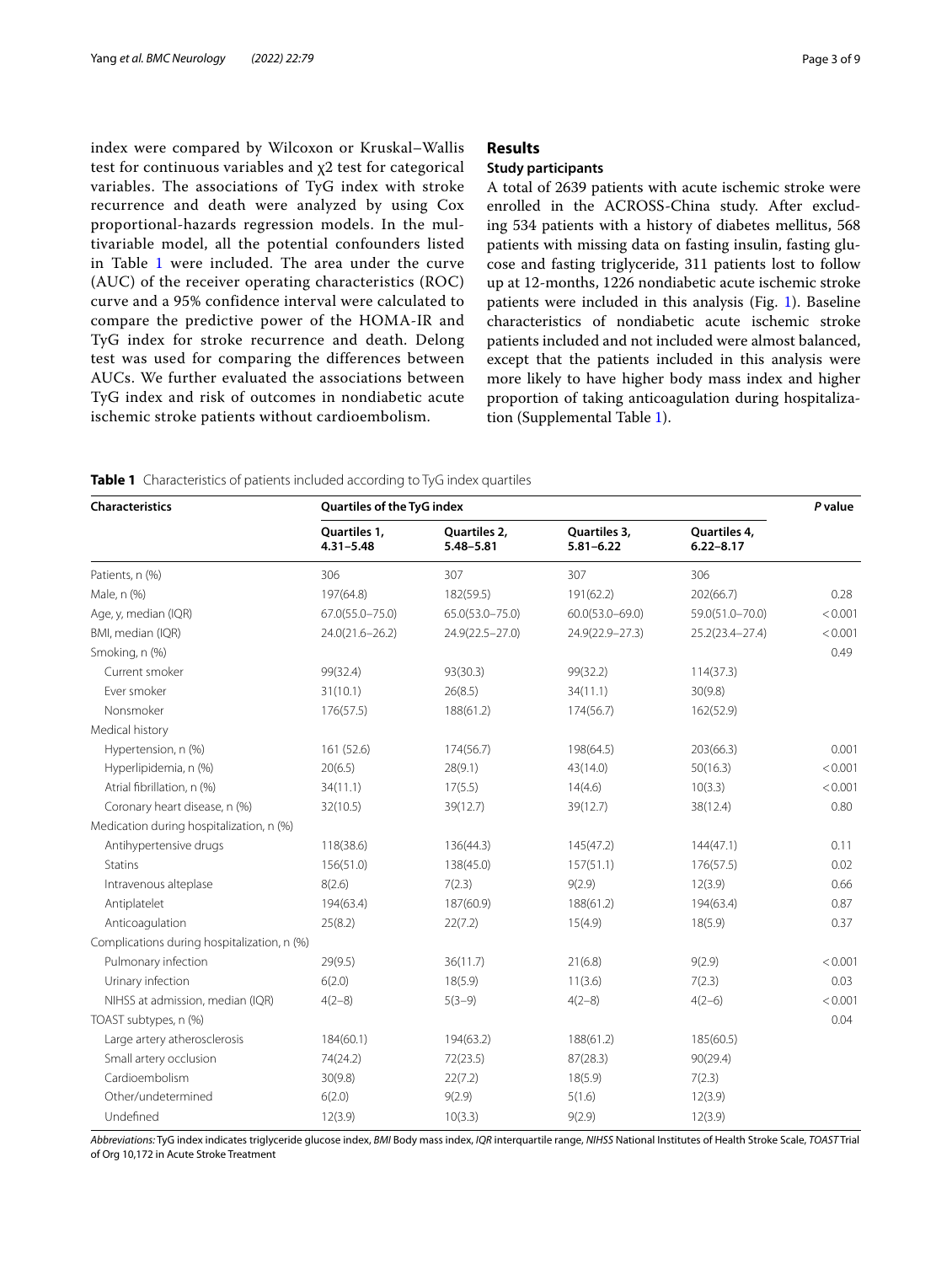index were compared by Wilcoxon or Kruskal–Wallis test for continuous variables and χ2 test for categorical variables. The associations of TyG index with stroke recurrence and death were analyzed by using Cox proportional-hazards regression models. In the multivariable model, all the potential confounders listed in Table 1 were included. The area under the curve (AUC) of the receiver operating characteristics (ROC) curve and a 95% confidence interval were calculated to compare the predictive power of the HOMA-IR and TyG index for stroke recurrence and death. Delong test was used for comparing the differences between AUCs. We further evaluated the associations between TyG index and risk of outcomes in nondiabetic acute ischemic stroke patients without cardioembolism.

## Results

### Study participants

A total of 2639 patients with acute ischemic stroke were enrolled in the ACROSS-China study. After excluding 534 patients with a history of diabetes mellitus, 568 patients with missing data on fasting insulin, fasting glucose and fasting triglyceride, 311 patients lost to follow up at 12-months, 1226 nondiabetic acute ischemic stroke patients were included in this analysis (Fig. 1). Baseline characteristics of nondiabetic acute ischemic stroke patients included and not included were almost balanced, except that the patients included in this analysis were more likely to have higher body mass index and higher proportion of taking anticoagulation during hospitalization (Supplemental Table 1).

**Table 1** Characteristics of patients included according to TyG index quartiles

| Characteristics | Quartiles of the TyG index | | | | *P* value |
|---|---|---|---|---|---|
| | Quartiles 1, 4.31–5.48 | Quartiles 2, 5.48–5.81 | Quartiles 3, 5.81–6.22 | Quartiles 4, 6.22–8.17 | |
| Patients, n (%) | 306 | 307 | 307 | 306 | |
| Male, n (%) | 197(64.8) | 182(59.5) | 191(62.2) | 202(66.7) | 0.28 |
| Age, y, median (IQR) | 67.0(55.0–75.0) | 65.0(53.0–75.0) | 60.0(53.0–69.0) | 59.0(51.0–70.0) | < 0.001 |
| BMI, median (IQR) | 24.0(21.6–26.2) | 24.9(22.5–27.0) | 24.9(22.9–27.3) | 25.2(23.4–27.4) | < 0.001 |
| Smoking, n (%) | | | | | 0.49 |
| Current smoker | 99(32.4) | 93(30.3) | 99(32.2) | 114(37.3) | |
| Ever smoker | 31(10.1) | 26(8.5) | 34(11.1) | 30(9.8) | |
| Nonsmoker | 176(57.5) | 188(61.2) | 174(56.7) | 162(52.9) | |
| Medical history | | | | | |
| Hypertension, n (%) | 161 (52.6) | 174(56.7) | 198(64.5) | 203(66.3) | 0.001 |
| Hyperlipidemia, n (%) | 20(6.5) | 28(9.1) | 43(14.0) | 50(16.3) | < 0.001 |
| Atrial fibrillation, n (%) | 34(11.1) | 17(5.5) | 14(4.6) | 10(3.3) | < 0.001 |
| Coronary heart disease, n (%) | 32(10.5) | 39(12.7) | 39(12.7) | 38(12.4) | 0.80 |
| Medication during hospitalization, n (%) | | | | | |
| Antihypertensive drugs | 118(38.6) | 136(44.3) | 145(47.2) | 144(47.1) | 0.11 |
| Statins | 156(51.0) | 138(45.0) | 157(51.1) | 176(57.5) | 0.02 |
| Intravenous alteplase | 8(2.6) | 7(2.3) | 9(2.9) | 12(3.9) | 0.66 |
| Antiplatelet | 194(63.4) | 187(60.9) | 188(61.2) | 194(63.4) | 0.87 |
| Anticoagulation | 25(8.2) | 22(7.2) | 15(4.9) | 18(5.9) | 0.37 |
| Complications during hospitalization, n (%) | | | | | |
| Pulmonary infection | 29(9.5) | 36(11.7) | 21(6.8) | 9(2.9) | < 0.001 |
| Urinary infection | 6(2.0) | 18(5.9) | 11(3.6) | 7(2.3) | 0.03 |
| NIHSS at admission, median (IQR) | 4(2–8) | 5(3–9) | 4(2–8) | 4(2–6) | < 0.001 |
| TOAST subtypes, n (%) | | | | | 0.04 |
| Large artery atherosclerosis | 184(60.1) | 194(63.2) | 188(61.2) | 185(60.5) | |
| Small artery occlusion | 74(24.2) | 72(23.5) | 87(28.3) | 90(29.4) | |
| Cardioembolism | 30(9.8) | 22(7.2) | 18(5.9) | 7(2.3) | |
| Other/undetermined | 6(2.0) | 9(2.9) | 5(1.6) | 12(3.9) | |
| Undefined | 12(3.9) | 10(3.3) | 9(2.9) | 12(3.9) | |

*Abbreviations:* TyG index indicates triglyceride glucose index, *BMI* Body mass index, *IQR* interquartile range, *NIHSS* National Institutes of Health Stroke Scale, *TOAST* Trial of Org 10,172 in Acute Stroke Treatment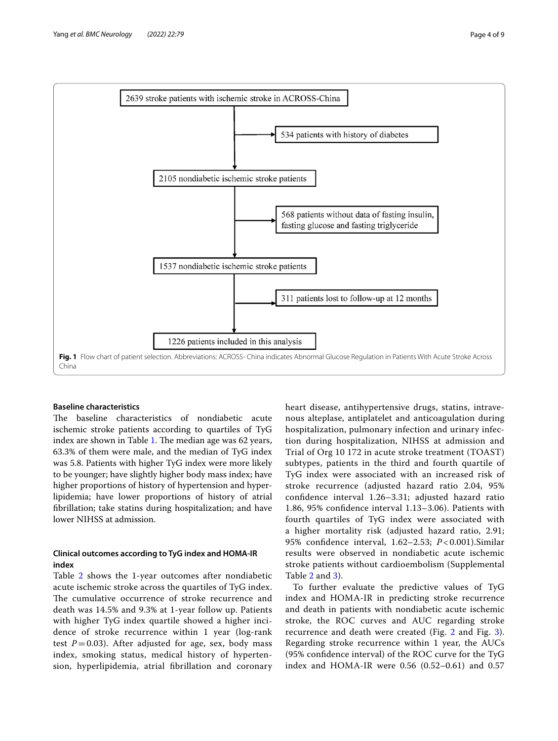2639 stroke patients with ischemic stroke in ACROSS-China

→ 534 patients with history of diabetes

2105 nondiabetic ischemic stroke patients

→ 568 patients without data of fasting insulin, fasting glucose and fasting triglyceride

1537 nondiabetic ischemic stroke patients

→ 311 patients lost to follow-up at 12 months

1226 patients included in this analysis

**Fig. 1** Flow chart of patient selection. Abbreviations: ACROSS- China indicates Abnormal Glucose Regulation in Patients With Acute Stroke Across China

### Baseline characteristics

The baseline characteristics of nondiabetic acute ischemic stroke patients according to quartiles of TyG index are shown in Table 1. The median age was 62 years, 63.3% of them were male, and the median of TyG index was 5.8. Patients with higher TyG index were more likely to be younger; have slightly higher body mass index; have higher proportions of history of hypertension and hyperlipidemia; have lower proportions of history of atrial fibrillation; take statins during hospitalization; and have lower NIHSS at admission.

### Clinical outcomes according to TyG index and HOMA-IR index

Table 2 shows the 1-year outcomes after nondiabetic acute ischemic stroke across the quartiles of TyG index. The cumulative occurrence of stroke recurrence and death was 14.5% and 9.3% at 1-year follow up. Patients with higher TyG index quartile showed a higher incidence of stroke recurrence within 1 year (log-rank test $P=0.03$). After adjusted for age, sex, body mass index, smoking status, medical history of hypertension, hyperlipidemia, atrial fibrillation and coronary heart disease, antihypertensive drugs, statins, intravenous alteplase, antiplatelet and anticoagulation during hospitalization, pulmonary infection and urinary infection during hospitalization, NIHSS at admission and Trial of Org 10 172 in acute stroke treatment (TOAST) subtypes, patients in the third and fourth quartile of TyG index were associated with an increased risk of stroke recurrence (adjusted hazard ratio 2.04, 95% confidence interval 1.26–3.31; adjusted hazard ratio 1.86, 95% confidence interval 1.13–3.06). Patients with fourth quartiles of TyG index were associated with a higher mortality risk (adjusted hazard ratio, 2.91; 95% confidence interval, 1.62–2.53; $P<0.001$).Similar results were observed in nondiabetic acute ischemic stroke patients without cardioembolism (Supplemental Table 2 and 3).

To further evaluate the predictive values of TyG index and HOMA-IR in predicting stroke recurrence and death in patients with nondiabetic acute ischemic stroke, the ROC curves and AUC regarding stroke recurrence and death were created (Fig. 2 and Fig. 3). Regarding stroke recurrence within 1 year, the AUCs (95% confidence interval) of the ROC curve for the TyG index and HOMA-IR were 0.56 (0.52–0.61) and 0.57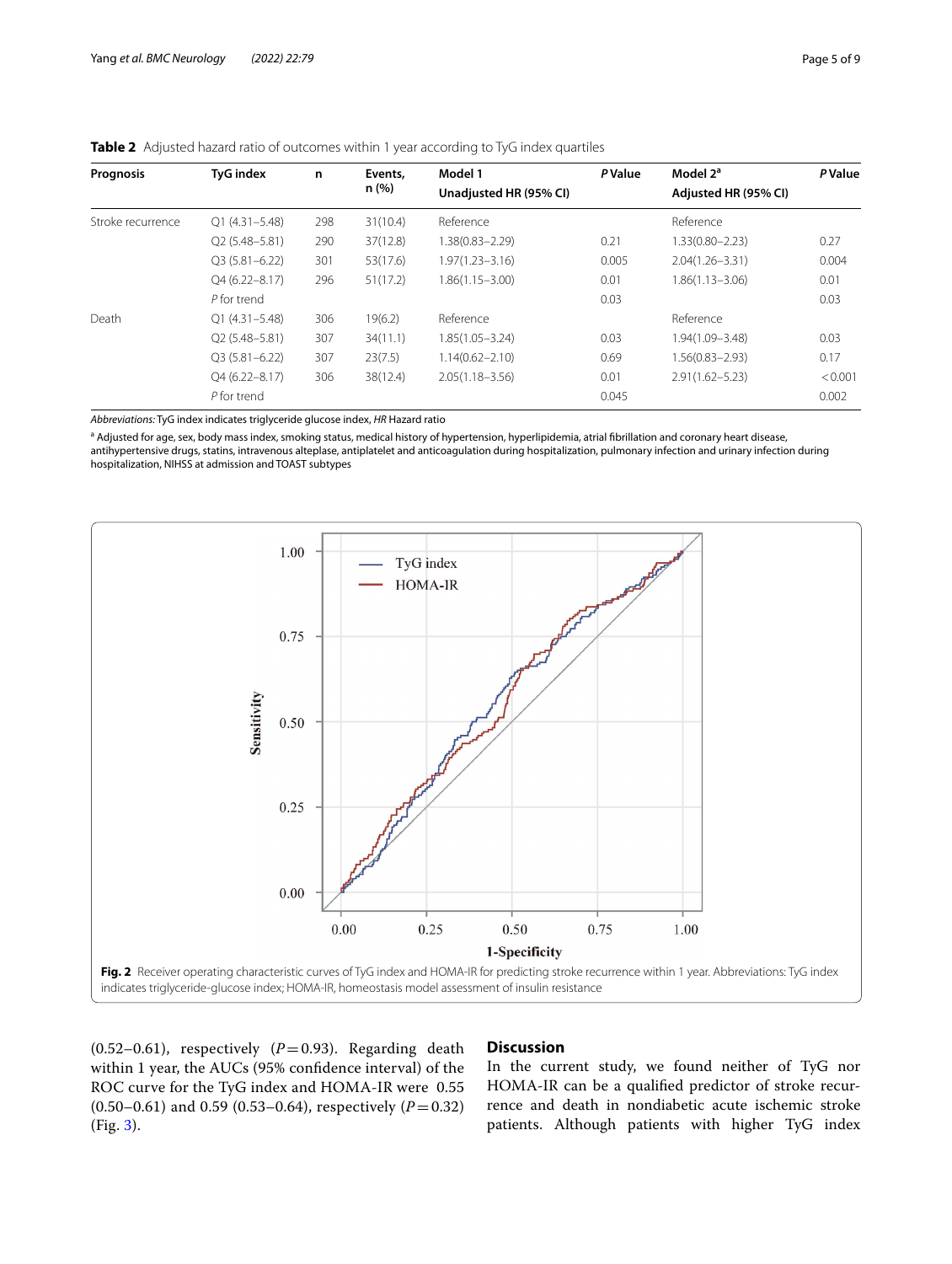**Table 2** Adjusted hazard ratio of outcomes within 1 year according to TyG index quartiles

| Prognosis | TyG index | n | Events, n (%) | Model 1 Unadjusted HR (95% CI) | *P* Value | Model 2[a] Adjusted HR (95% CI) | *P* Value |
|---|---|---|---|---|---|---|---|
| Stroke recurrence | Q1 (4.31–5.48) | 298 | 31(10.4) | Reference | | Reference | |
| | Q2 (5.48–5.81) | 290 | 37(12.8) | 1.38(0.83–2.29) | 0.21 | 1.33(0.80–2.23) | 0.27 |
| | Q3 (5.81–6.22) | 301 | 53(17.6) | 1.97(1.23–3.16) | 0.005 | 2.04(1.26–3.31) | 0.004 |
| | Q4 (6.22–8.17) | 296 | 51(17.2) | 1.86(1.15–3.00) | 0.01 | 1.86(1.13–3.06) | 0.01 |
| | *P* for trend | | | | 0.03 | | 0.03 |
| Death | Q1 (4.31–5.48) | 306 | 19(6.2) | Reference | | Reference | |
| | Q2 (5.48–5.81) | 307 | 34(11.1) | 1.85(1.05–3.24) | 0.03 | 1.94(1.09–3.48) | 0.03 |
| | Q3 (5.81–6.22) | 307 | 23(7.5) | 1.14(0.62–2.10) | 0.69 | 1.56(0.83–2.93) | 0.17 |
| | Q4 (6.22–8.17) | 306 | 38(12.4) | 2.05(1.18–3.56) | 0.01 | 2.91(1.62–5.23) | <0.001 |
| | *P* for trend | | | | 0.045 | | 0.002 |

*Abbreviations:* TyG index indicates triglyceride glucose index, *HR* Hazard ratio

[a] Adjusted for age, sex, body mass index, smoking status, medical history of hypertension, hyperlipidemia, atrial fibrillation and coronary heart disease, antihypertensive drugs, statins, intravenous alteplase, antiplatelet and anticoagulation during hospitalization, pulmonary infection and urinary infection during hospitalization, NIHSS at admission and TOAST subtypes

**Fig. 2** Receiver operating characteristic curves of TyG index and HOMA-IR for predicting stroke recurrence within 1 year. Abbreviations: TyG index indicates triglyceride-glucose index; HOMA-IR, homeostasis model assessment of insulin resistance

(0.52–0.61), respectively ($P = 0.93$). Regarding death within 1 year, the AUCs (95% confidence interval) of the ROC curve for the TyG index and HOMA-IR were 0.55 (0.50–0.61) and 0.59 (0.53–0.64), respectively ($P = 0.32$) (Fig. 3).

## Discussion

In the current study, we found neither of TyG nor HOMA-IR can be a qualified predictor of stroke recurrence and death in nondiabetic acute ischemic stroke patients. Although patients with higher TyG index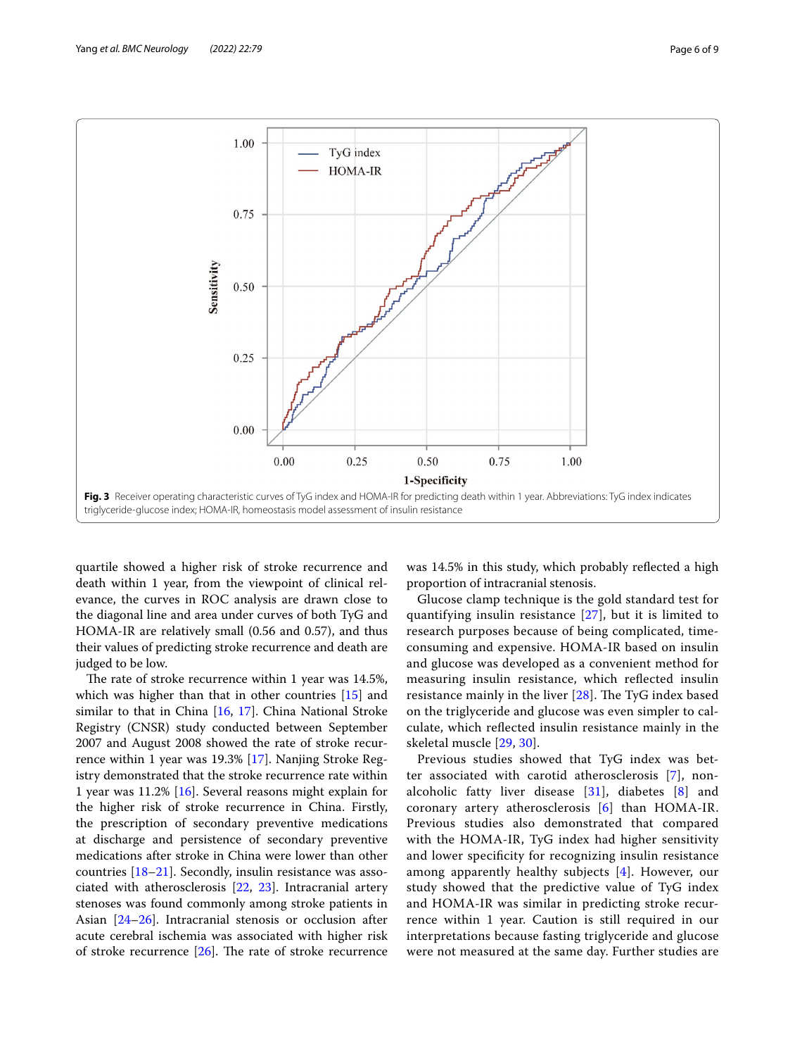**Fig. 3** Receiver operating characteristic curves of TyG index and HOMA-IR for predicting death within 1 year. Abbreviations: TyG index indicates triglyceride-glucose index; HOMA-IR, homeostasis model assessment of insulin resistance

quartile showed a higher risk of stroke recurrence and death within 1 year, from the viewpoint of clinical relevance, the curves in ROC analysis are drawn close to the diagonal line and area under curves of both TyG and HOMA-IR are relatively small (0.56 and 0.57), and thus their values of predicting stroke recurrence and death are judged to be low.

The rate of stroke recurrence within 1 year was 14.5%, which was higher than that in other countries [15] and similar to that in China [16, 17]. China National Stroke Registry (CNSR) study conducted between September 2007 and August 2008 showed the rate of stroke recurrence within 1 year was 19.3% [17]. Nanjing Stroke Registry demonstrated that the stroke recurrence rate within 1 year was 11.2% [16]. Several reasons might explain for the higher risk of stroke recurrence in China. Firstly, the prescription of secondary preventive medications at discharge and persistence of secondary preventive medications after stroke in China were lower than other countries [18–21]. Secondly, insulin resistance was associated with atherosclerosis [22, 23]. Intracranial artery stenoses was found commonly among stroke patients in Asian [24–26]. Intracranial stenosis or occlusion after acute cerebral ischemia was associated with higher risk of stroke recurrence [26]. The rate of stroke recurrence was 14.5% in this study, which probably reflected a high proportion of intracranial stenosis.

Glucose clamp technique is the gold standard test for quantifying insulin resistance [27], but it is limited to research purposes because of being complicated, time-consuming and expensive. HOMA-IR based on insulin and glucose was developed as a convenient method for measuring insulin resistance, which reflected insulin resistance mainly in the liver [28]. The TyG index based on the triglyceride and glucose was even simpler to calculate, which reflected insulin resistance mainly in the skeletal muscle [29, 30].

Previous studies showed that TyG index was better associated with carotid atherosclerosis [7], non-alcoholic fatty liver disease [31], diabetes [8] and coronary artery atherosclerosis [6] than HOMA-IR. Previous studies also demonstrated that compared with the HOMA-IR, TyG index had higher sensitivity and lower specificity for recognizing insulin resistance among apparently healthy subjects [4]. However, our study showed that the predictive value of TyG index and HOMA-IR was similar in predicting stroke recurrence within 1 year. Caution is still required in our interpretations because fasting triglyceride and glucose were not measured at the same day. Further studies are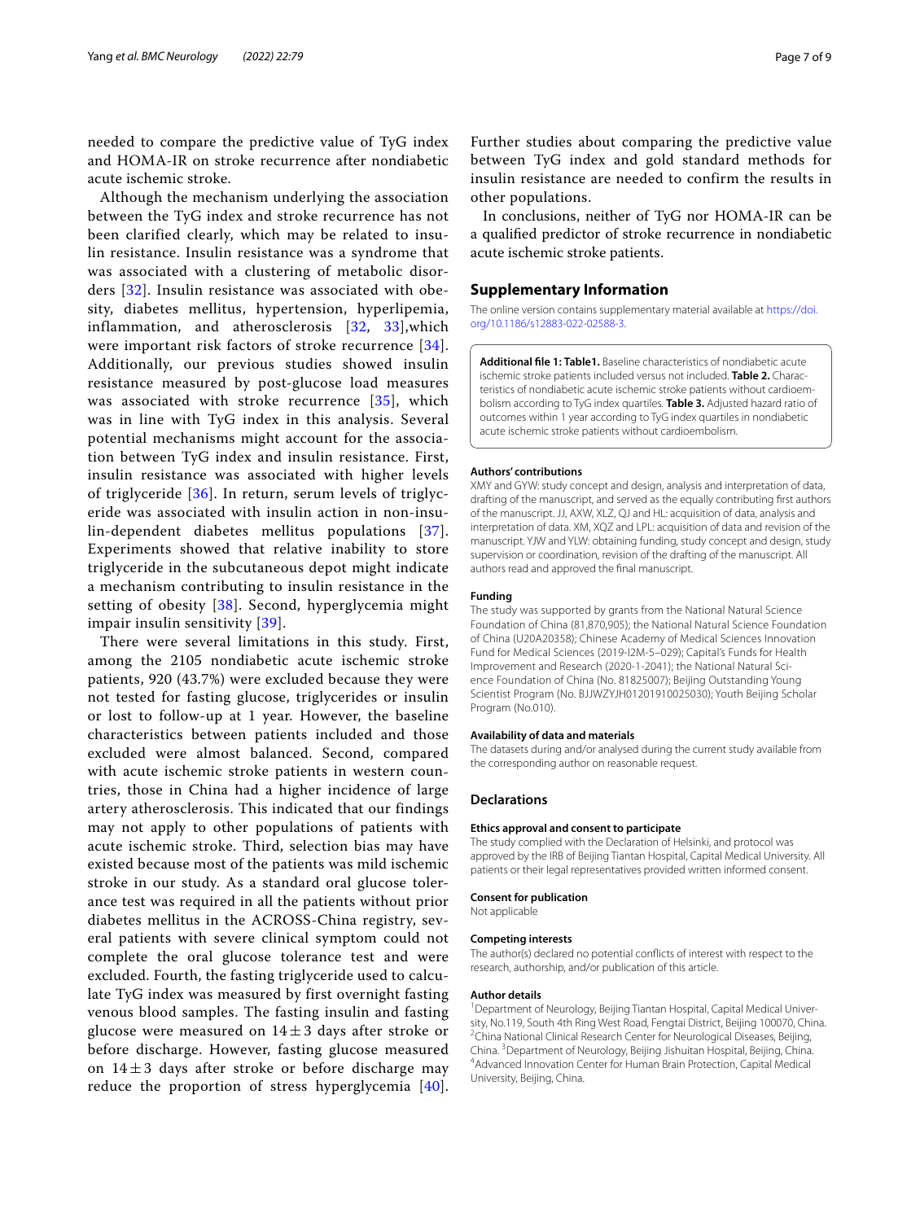needed to compare the predictive value of TyG index and HOMA-IR on stroke recurrence after nondiabetic acute ischemic stroke.

Although the mechanism underlying the association between the TyG index and stroke recurrence has not been clarified clearly, which may be related to insulin resistance. Insulin resistance was a syndrome that was associated with a clustering of metabolic disorders [32]. Insulin resistance was associated with obesity, diabetes mellitus, hypertension, hyperlipemia, inflammation, and atherosclerosis [32, 33],which were important risk factors of stroke recurrence [34]. Additionally, our previous studies showed insulin resistance measured by post-glucose load measures was associated with stroke recurrence [35], which was in line with TyG index in this analysis. Several potential mechanisms might account for the association between TyG index and insulin resistance. First, insulin resistance was associated with higher levels of triglyceride [36]. In return, serum levels of triglyceride was associated with insulin action in non-insulin-dependent diabetes mellitus populations [37]. Experiments showed that relative inability to store triglyceride in the subcutaneous depot might indicate a mechanism contributing to insulin resistance in the setting of obesity [38]. Second, hyperglycemia might impair insulin sensitivity [39].

There were several limitations in this study. First, among the 2105 nondiabetic acute ischemic stroke patients, 920 (43.7%) were excluded because they were not tested for fasting glucose, triglycerides or insulin or lost to follow-up at 1 year. However, the baseline characteristics between patients included and those excluded were almost balanced. Second, compared with acute ischemic stroke patients in western countries, those in China had a higher incidence of large artery atherosclerosis. This indicated that our findings may not apply to other populations of patients with acute ischemic stroke. Third, selection bias may have existed because most of the patients was mild ischemic stroke in our study. As a standard oral glucose tolerance test was required in all the patients without prior diabetes mellitus in the ACROSS-China registry, several patients with severe clinical symptom could not complete the oral glucose tolerance test and were excluded. Fourth, the fasting triglyceride used to calculate TyG index was measured by first overnight fasting venous blood samples. The fasting insulin and fasting glucose were measured on $14 \pm 3$ days after stroke or before discharge. However, fasting glucose measured on $14 \pm 3$ days after stroke or before discharge may reduce the proportion of stress hyperglycemia [40]. Further studies about comparing the predictive value between TyG index and gold standard methods for insulin resistance are needed to confirm the results in other populations.

In conclusions, neither of TyG nor HOMA-IR can be a qualified predictor of stroke recurrence in nondiabetic acute ischemic stroke patients.

## Supplementary Information

The online version contains supplementary material available at https://doi.org/10.1186/s12883-022-02588-3.

**Additional file 1: Table1.** Baseline characteristics of nondiabetic acute ischemic stroke patients included versus not included. **Table 2.** Characteristics of nondiabetic acute ischemic stroke patients without cardioembolism according to TyG index quartiles. **Table 3.** Adjusted hazard ratio of outcomes within 1 year according to TyG index quartiles in nondiabetic acute ischemic stroke patients without cardioembolism.

#### Authors' contributions

XMY and GYW: study concept and design, analysis and interpretation of data, drafting of the manuscript, and served as the equally contributing first authors of the manuscript. JJ, AXW, XLZ, QJ and HL: acquisition of data, analysis and interpretation of data. XM, XQZ and LPL: acquisition of data and revision of the manuscript. YJW and YLW: obtaining funding, study concept and design, study supervision or coordination, revision of the drafting of the manuscript. All authors read and approved the final manuscript.

#### Funding

The study was supported by grants from the National Natural Science Foundation of China (81,870,905); the National Natural Science Foundation of China (U20A20358); Chinese Academy of Medical Sciences Innovation Fund for Medical Sciences (2019-I2M-5–029); Capital's Funds for Health Improvement and Research (2020-1-2041); the National Natural Science Foundation of China (No. 81825007); Beijing Outstanding Young Scientist Program (No. BJJWZYJH01201910025030); Youth Beijing Scholar Program (No.010).

#### Availability of data and materials

The datasets during and/or analysed during the current study available from the corresponding author on reasonable request.

## Declarations

#### Ethics approval and consent to participate

The study complied with the Declaration of Helsinki, and protocol was approved by the IRB of Beijing Tiantan Hospital, Capital Medical University. All patients or their legal representatives provided written informed consent.

#### Consent for publication

Not applicable

#### Competing interests

The author(s) declared no potential conflicts of interest with respect to the research, authorship, and/or publication of this article.

#### Author details

[1]Department of Neurology, Beijing Tiantan Hospital, Capital Medical University, No.119, South 4th Ring West Road, Fengtai District, Beijing 100070, China. [2]China National Clinical Research Center for Neurological Diseases, Beijing, China. [3]Department of Neurology, Beijing Jishuitan Hospital, Beijing, China. [4]Advanced Innovation Center for Human Brain Protection, Capital Medical University, Beijing, China.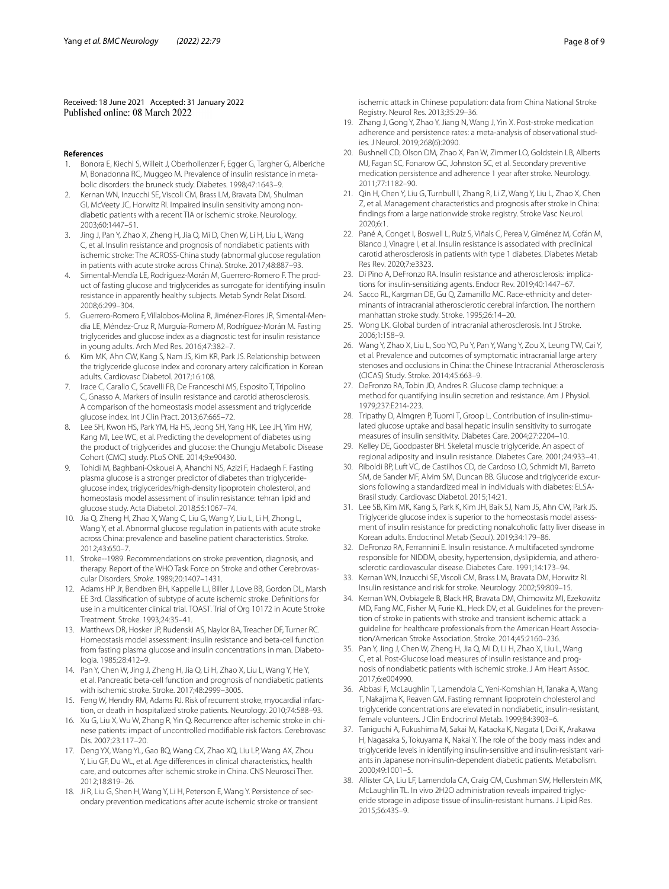Received: 18 June 2021 Accepted: 31 January 2022
Published online: 08 March 2022

## References

1. Bonora E, Kiechl S, Willeit J, Oberhollenzer F, Egger G, Targher G, Alberiche M, Bonadonna RC, Muggeo M. Prevalence of insulin resistance in metabolic disorders: the bruneck study. Diabetes. 1998;47:1643–9.
2. Kernan WN, Inzucchi SE, Viscoli CM, Brass LM, Bravata DM, Shulman GI, McVeety JC, Horwitz RI. Impaired insulin sensitivity among nondiabetic patients with a recent TIA or ischemic stroke. Neurology. 2003;60:1447–51.
3. Jing J, Pan Y, Zhao X, Zheng H, Jia Q, Mi D, Chen W, Li H, Liu L, Wang C, et al. Insulin resistance and prognosis of nondiabetic patients with ischemic stroke: The ACROSS-China study (abnormal glucose regulation in patients with acute stroke across China). Stroke. 2017;48:887–93.
4. Simental-Mendía LE, Rodríguez-Morán M, Guerrero-Romero F. The product of fasting glucose and triglycerides as surrogate for identifying insulin resistance in apparently healthy subjects. Metab Syndr Relat Disord. 2008;6:299–304.
5. Guerrero-Romero F, Villalobos-Molina R, Jiménez-Flores JR, Simental-Mendia LE, Méndez-Cruz R, Murguía-Romero M, Rodríguez-Morán M. Fasting triglycerides and glucose index as a diagnostic test for insulin resistance in young adults. Arch Med Res. 2016;47:382–7.
6. Kim MK, Ahn CW, Kang S, Nam JS, Kim KR, Park JS. Relationship between the triglyceride glucose index and coronary artery calcification in Korean adults. Cardiovasc Diabetol. 2017;16:108.
7. Irace C, Carallo C, Scavelli FB, De Franceschi MS, Esposito T, Tripolino C, Gnasso A. Markers of insulin resistance and carotid atherosclerosis. A comparison of the homeostasis model assessment and triglyceride glucose index. Int J Clin Pract. 2013;67:665–72.
8. Lee SH, Kwon HS, Park YM, Ha HS, Jeong SH, Yang HK, Lee JH, Yim HW, Kang MI, Lee WC, et al. Predicting the development of diabetes using the product of triglycerides and glucose: the Chungju Metabolic Disease Cohort (CMC) study. PLoS ONE. 2014;9:e90430.
9. Tohidi M, Baghbani-Oskouei A, Ahanchi NS, Azizi F, Hadaegh F. Fasting plasma glucose is a stronger predictor of diabetes than triglyceride-glucose index, triglycerides/high-density lipoprotein cholesterol, and homeostasis model assessment of insulin resistance: tehran lipid and glucose study. Acta Diabetol. 2018;55:1067–74.
10. Jia Q, Zheng H, Zhao X, Wang C, Liu G, Wang Y, Liu L, Li H, Zhong L, Wang Y, et al. Abnormal glucose regulation in patients with acute stroke across China: prevalence and baseline patient characteristics. Stroke. 2012;43:650–7.
11. Stroke--1989. Recommendations on stroke prevention, diagnosis, and therapy. Report of the WHO Task Force on Stroke and other Cerebrovascular Disorders. *Stroke*. 1989;20:1407–1431.
12. Adams HP Jr, Bendixen BH, Kappelle LJ, Biller J, Love BB, Gordon DL, Marsh EE 3rd. Classification of subtype of acute ischemic stroke. Definitions for use in a multicenter clinical trial. TOAST. Trial of Org 10172 in Acute Stroke Treatment. Stroke. 1993;24:35–41.
13. Matthews DR, Hosker JP, Rudenski AS, Naylor BA, Treacher DF, Turner RC. Homeostasis model assessment: insulin resistance and beta-cell function from fasting plasma glucose and insulin concentrations in man. Diabetologia. 1985;28:412–9.
14. Pan Y, Chen W, Jing J, Zheng H, Jia Q, Li H, Zhao X, Liu L, Wang Y, He Y, et al. Pancreatic beta-cell function and prognosis of nondiabetic patients with ischemic stroke. Stroke. 2017;48:2999–3005.
15. Feng W, Hendry RM, Adams RJ. Risk of recurrent stroke, myocardial infarction, or death in hospitalized stroke patients. Neurology. 2010;74:588–93.
16. Xu G, Liu X, Wu W, Zhang R, Yin Q. Recurrence after ischemic stroke in chinese patients: impact of uncontrolled modifiable risk factors. Cerebrovasc Dis. 2007;23:117–20.
17. Deng YX, Wang YL, Gao BQ, Wang CX, Zhao XQ, Liu LP, Wang AX, Zhou Y, Liu GF, Du WL, et al. Age differences in clinical characteristics, health care, and outcomes after ischemic stroke in China. CNS Neurosci Ther. 2012;18:819–26.
18. Ji R, Liu G, Shen H, Wang Y, Li H, Peterson E, Wang Y. Persistence of secondary prevention medications after acute ischemic stroke or transient ischemic attack in Chinese population: data from China National Stroke Registry. Neurol Res. 2013;35:29–36.
19. Zhang J, Gong Y, Zhao Y, Jiang N, Wang J, Yin X. Post-stroke medication adherence and persistence rates: a meta-analysis of observational studies. J Neurol. 2019;268(6):2090.
20. Bushnell CD, Olson DM, Zhao X, Pan W, Zimmer LO, Goldstein LB, Alberts MJ, Fagan SC, Fonarow GC, Johnston SC, et al. Secondary preventive medication persistence and adherence 1 year after stroke. Neurology. 2011;77:1182–90.
21. Qin H, Chen Y, Liu G, Turnbull I, Zhang R, Li Z, Wang Y, Liu L, Zhao X, Chen Z, et al. Management characteristics and prognosis after stroke in China: findings from a large nationwide stroke registry. Stroke Vasc Neurol. 2020;6:1.
22. Pané A, Conget I, Boswell L, Ruiz S, Viñals C, Perea V, Giménez M, Cofán M, Blanco J, Vinagre I, et al. Insulin resistance is associated with preclinical carotid atherosclerosis in patients with type 1 diabetes. Diabetes Metab Res Rev. 2020;7:e3323.
23. Di Pino A, DeFronzo RA. Insulin resistance and atherosclerosis: implications for insulin-sensitizing agents. Endocr Rev. 2019;40:1447–67.
24. Sacco RL, Kargman DE, Gu Q, Zamanillo MC. Race-ethnicity and determinants of intracranial atherosclerotic cerebral infarction. The northern manhattan stroke study. Stroke. 1995;26:14–20.
25. Wong LK. Global burden of intracranial atherosclerosis. Int J Stroke. 2006;1:158–9.
26. Wang Y, Zhao X, Liu L, Soo YO, Pu Y, Pan Y, Wang Y, Zou X, Leung TW, Cai Y, et al. Prevalence and outcomes of symptomatic intracranial large artery stenoses and occlusions in China: the Chinese Intracranial Atherosclerosis (CICAS) Study. Stroke. 2014;45:663–9.
27. DeFronzo RA, Tobin JD, Andres R. Glucose clamp technique: a method for quantifying insulin secretion and resistance. Am J Physiol. 1979;237:E214-223.
28. Tripathy D, Almgren P, Tuomi T, Groop L. Contribution of insulin-stimulated glucose uptake and basal hepatic insulin sensitivity to surrogate measures of insulin sensitivity. Diabetes Care. 2004;27:2204–10.
29. Kelley DE, Goodpaster BH. Skeletal muscle triglyceride. An aspect of regional adiposity and insulin resistance. Diabetes Care. 2001;24:933–41.
30. Riboldi BP, Luft VC, de Castilhos CD, de Cardoso LO, Schmidt MI, Barreto SM, de Sander MF, Alvim SM, Duncan BB. Glucose and triglyceride excursions following a standardized meal in individuals with diabetes: ELSA-Brasil study. Cardiovasc Diabetol. 2015;14:21.
31. Lee SB, Kim MK, Kang S, Park K, Kim JH, Baik SJ, Nam JS, Ahn CW, Park JS. Triglyceride glucose index is superior to the homeostasis model assessment of insulin resistance for predicting nonalcoholic fatty liver disease in Korean adults. Endocrinol Metab (Seoul). 2019;34:179–86.
32. DeFronzo RA, Ferrannini E. Insulin resistance. A multifaceted syndrome responsible for NIDDM, obesity, hypertension, dyslipidemia, and atherosclerotic cardiovascular disease. Diabetes Care. 1991;14:173–94.
33. Kernan WN, Inzucchi SE, Viscoli CM, Brass LM, Bravata DM, Horwitz RI. Insulin resistance and risk for stroke. Neurology. 2002;59:809–15.
34. Kernan WN, Ovbiagele B, Black HR, Bravata DM, Chimowitz MI, Ezekowitz MD, Fang MC, Fisher M, Furie KL, Heck DV, et al. Guidelines for the prevention of stroke in patients with stroke and transient ischemic attack: a guideline for healthcare professionals from the American Heart Association/American Stroke Association. Stroke. 2014;45:2160–236.
35. Pan Y, Jing J, Chen W, Zheng H, Jia Q, Mi D, Li H, Zhao X, Liu L, Wang C, et al. Post-Glucose load measures of insulin resistance and prognosis of nondiabetic patients with ischemic stroke. J Am Heart Assoc. 2017;6:e004990.
36. Abbasi F, McLaughlin T, Lamendola C, Yeni-Komshian H, Tanaka A, Wang T, Nakajima K, Reaven GM. Fasting remnant lipoprotein cholesterol and triglyceride concentrations are elevated in nondiabetic, insulin-resistant, female volunteers. J Clin Endocrinol Metab. 1999;84:3903–6.
37. Taniguchi A, Fukushima M, Sakai M, Kataoka K, Nagata I, Doi K, Arakawa H, Nagasaka S, Tokuyama K, Nakai Y. The role of the body mass index and triglyceride levels in identifying insulin-sensitive and insulin-resistant variants in Japanese non-insulin-dependent diabetic patients. Metabolism. 2000;49:1001–5.
38. Allister CA, Liu LF, Lamendola CA, Craig CM, Cushman SW, Hellerstein MK, McLaughlin TL. In vivo 2H2O administration reveals impaired triglyceride storage in adipose tissue of insulin-resistant humans. J Lipid Res. 2015;56:435–9.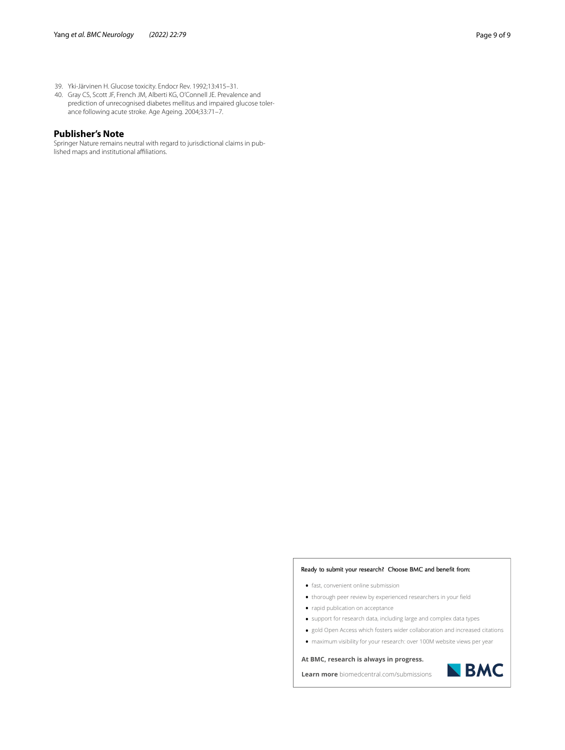39. Yki-Järvinen H. Glucose toxicity. Endocr Rev. 1992;13:415–31.
40. Gray CS, Scott JF, French JM, Alberti KG, O'Connell JE. Prevalence and prediction of unrecognised diabetes mellitus and impaired glucose tolerance following acute stroke. Age Ageing. 2004;33:71–7.

## Publisher's Note

Springer Nature remains neutral with regard to jurisdictional claims in published maps and institutional affiliations.

Ready to submit your research? Choose BMC and benefit from:

- fast, convenient online submission
- thorough peer review by experienced researchers in your field
- rapid publication on acceptance
- support for research data, including large and complex data types
- gold Open Access which fosters wider collaboration and increased citations
- maximum visibility for your research: over 100M website views per year

**At BMC, research is always in progress.**

**Learn more** biomedcentral.com/submissions

BMC